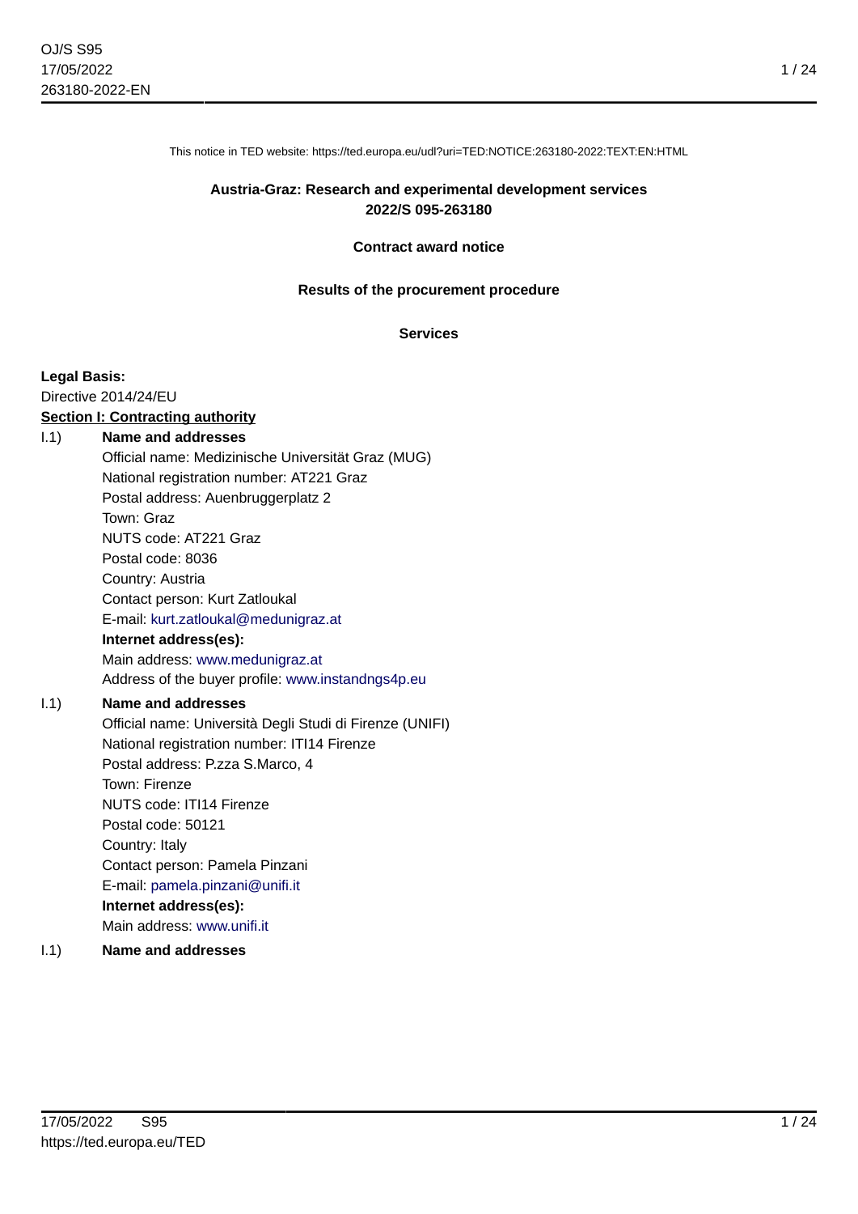This notice in TED website: https://ted.europa.eu/udl?uri=TED:NOTICE:263180-2022:TEXT:EN:HTML

**Austria-Graz: Research and experimental development services**
**2022/S 095-263180**

**Contract award notice**

**Results of the procurement procedure**

**Services**

**Legal Basis:**
Directive 2014/24/EU

**Section I: Contracting authority**

I.1) **Name and addresses**
Official name: Medizinische Universität Graz (MUG)
National registration number: AT221 Graz
Postal address: Auenbruggerplatz 2
Town: Graz
NUTS code: AT221 Graz
Postal code: 8036
Country: Austria
Contact person: Kurt Zatloukal
E-mail: kurt.zatloukal@medunigraz.at
**Internet address(es):**
Main address: www.medunigraz.at
Address of the buyer profile: www.instandngs4p.eu

I.1) **Name and addresses**
Official name: Università Degli Studi di Firenze (UNIFI)
National registration number: ITI14 Firenze
Postal address: P.zza S.Marco, 4
Town: Firenze
NUTS code: ITI14 Firenze
Postal code: 50121
Country: Italy
Contact person: Pamela Pinzani
E-mail: pamela.pinzani@unifi.it
**Internet address(es):**
Main address: www.unifi.it

I.1) **Name and addresses**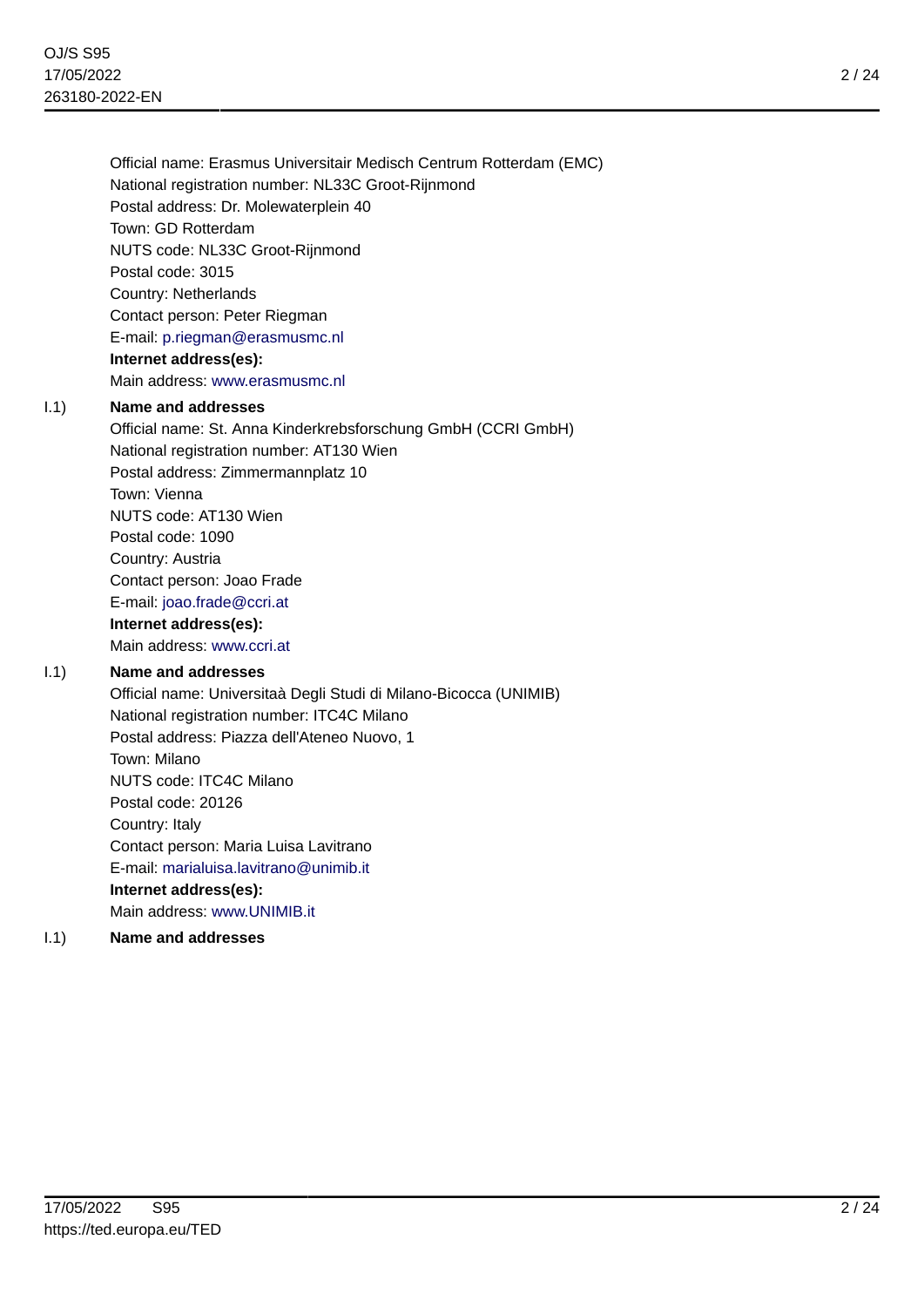Official name: Erasmus Universitair Medisch Centrum Rotterdam (EMC)
National registration number: NL33C Groot-Rijnmond
Postal address: Dr. Molewaterplein 40
Town: GD Rotterdam
NUTS code: NL33C Groot-Rijnmond
Postal code: 3015
Country: Netherlands
Contact person: Peter Riegman
E-mail: p.riegman@erasmusmc.nl
**Internet address(es):**
Main address: www.erasmusmc.nl

I.1) **Name and addresses**
Official name: St. Anna Kinderkrebsforschung GmbH (CCRI GmbH)
National registration number: AT130 Wien
Postal address: Zimmermannplatz 10
Town: Vienna
NUTS code: AT130 Wien
Postal code: 1090
Country: Austria
Contact person: Joao Frade
E-mail: joao.frade@ccri.at
**Internet address(es):**
Main address: www.ccri.at

I.1) **Name and addresses**
Official name: Universitaà Degli Studi di Milano-Bicocca (UNIMIB)
National registration number: ITC4C Milano
Postal address: Piazza dell'Ateneo Nuovo, 1
Town: Milano
NUTS code: ITC4C Milano
Postal code: 20126
Country: Italy
Contact person: Maria Luisa Lavitrano
E-mail: marialuisa.lavitrano@unimib.it
**Internet address(es):**
Main address: www.UNIMIB.it

I.1) **Name and addresses**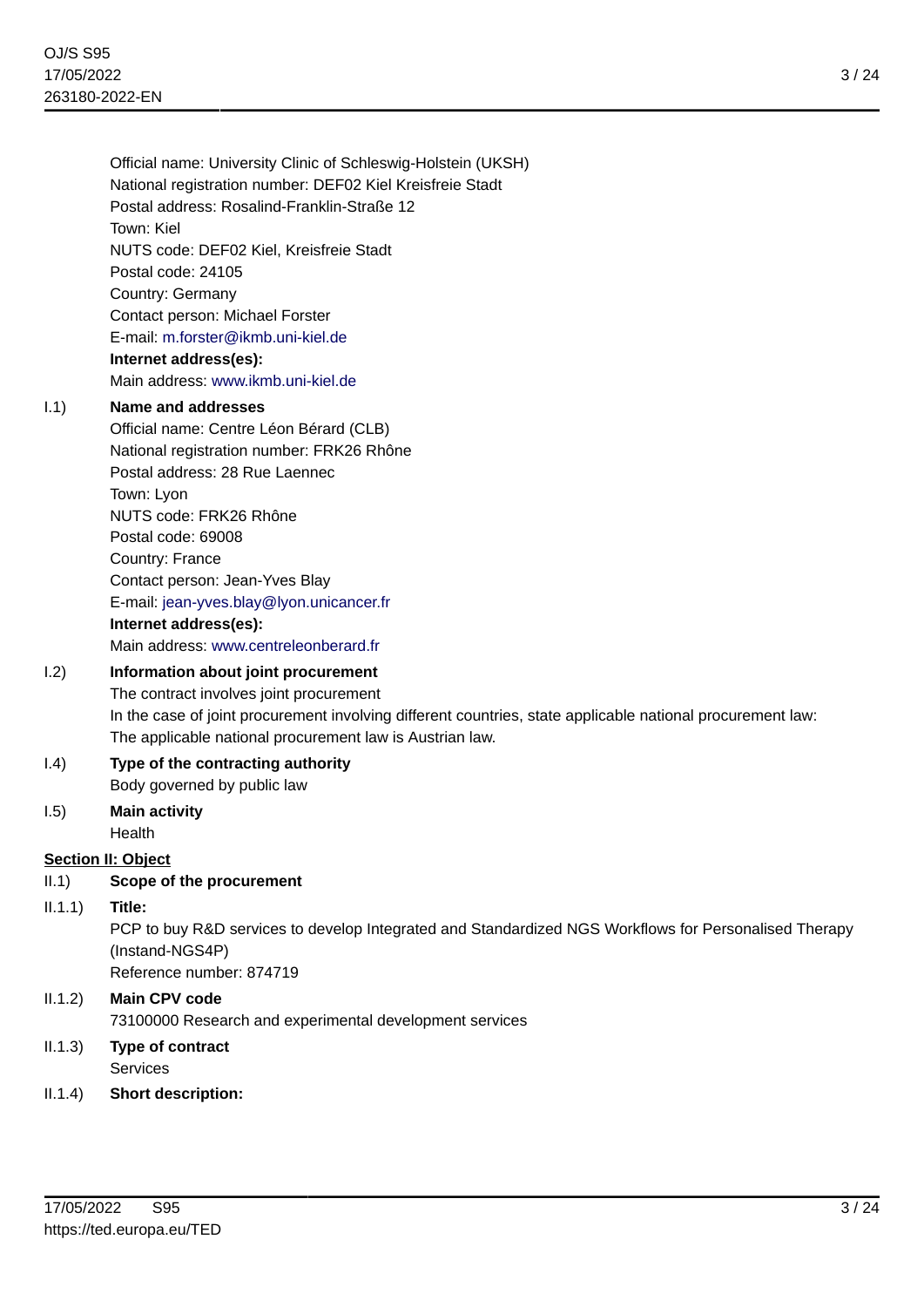Official name: University Clinic of Schleswig-Holstein (UKSH)
National registration number: DEF02 Kiel Kreisfreie Stadt
Postal address: Rosalind-Franklin-Straße 12
Town: Kiel
NUTS code: DEF02 Kiel, Kreisfreie Stadt
Postal code: 24105
Country: Germany
Contact person: Michael Forster
E-mail: m.forster@ikmb.uni-kiel.de
**Internet address(es):**
Main address: www.ikmb.uni-kiel.de

I.1) **Name and addresses**
Official name: Centre Léon Bérard (CLB)
National registration number: FRK26 Rhône
Postal address: 28 Rue Laennec
Town: Lyon
NUTS code: FRK26 Rhône
Postal code: 69008
Country: France
Contact person: Jean-Yves Blay
E-mail: jean-yves.blay@lyon.unicancer.fr
**Internet address(es):**
Main address: www.centreleonberard.fr

I.2) **Information about joint procurement**
The contract involves joint procurement
In the case of joint procurement involving different countries, state applicable national procurement law:
The applicable national procurement law is Austrian law.

I.4) **Type of the contracting authority**
Body governed by public law

I.5) **Main activity**
Health

## Section II: Object

II.1) **Scope of the procurement**

II.1.1) **Title:**
PCP to buy R&D services to develop Integrated and Standardized NGS Workflows for Personalised Therapy (Instand-NGS4P)
Reference number: 874719

II.1.2) **Main CPV code**
73100000 Research and experimental development services

II.1.3) **Type of contract**
Services

II.1.4) **Short description:**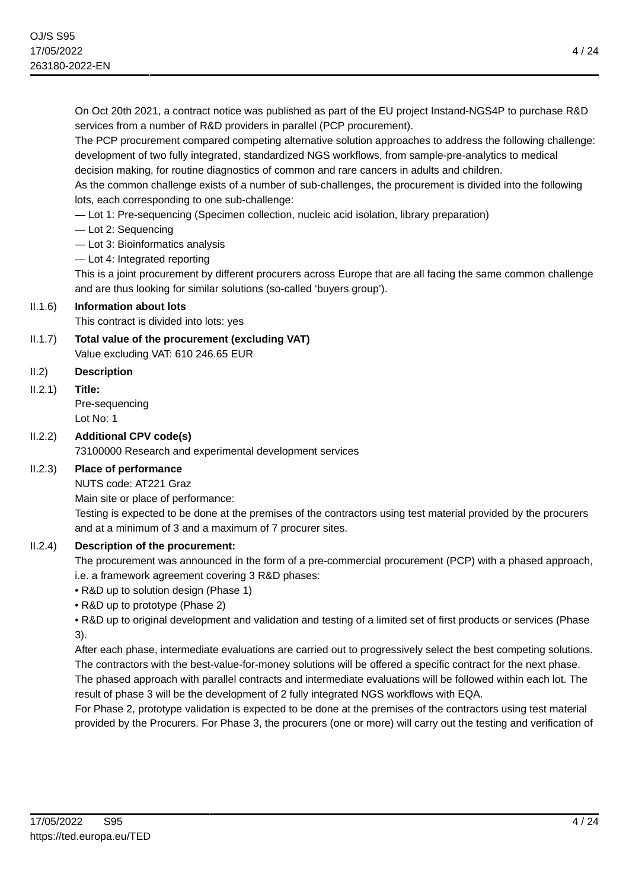On Oct 20th 2021, a contract notice was published as part of the EU project Instand-NGS4P to purchase R&D services from a number of R&D providers in parallel (PCP procurement).

The PCP procurement compared competing alternative solution approaches to address the following challenge: development of two fully integrated, standardized NGS workflows, from sample-pre-analytics to medical decision making, for routine diagnostics of common and rare cancers in adults and children.

As the common challenge exists of a number of sub-challenges, the procurement is divided into the following lots, each corresponding to one sub-challenge:

— Lot 1: Pre-sequencing (Specimen collection, nucleic acid isolation, library preparation)

— Lot 2: Sequencing

— Lot 3: Bioinformatics analysis

— Lot 4: Integrated reporting

This is a joint procurement by different procurers across Europe that are all facing the same common challenge and are thus looking for similar solutions (so-called 'buyers group').

II.1.6) **Information about lots**

This contract is divided into lots: yes

II.1.7) **Total value of the procurement (excluding VAT)**

Value excluding VAT: 610 246.65 EUR

II.2) **Description**

II.2.1) **Title:**

Pre-sequencing

Lot No: 1

II.2.2) **Additional CPV code(s)**

73100000 Research and experimental development services

II.2.3) **Place of performance**

NUTS code: AT221 Graz

Main site or place of performance:

Testing is expected to be done at the premises of the contractors using test material provided by the procurers and at a minimum of 3 and a maximum of 7 procurer sites.

II.2.4) **Description of the procurement:**

The procurement was announced in the form of a pre-commercial procurement (PCP) with a phased approach, i.e. a framework agreement covering 3 R&D phases:

• R&D up to solution design (Phase 1)

• R&D up to prototype (Phase 2)

• R&D up to original development and validation and testing of a limited set of first products or services (Phase 3).

After each phase, intermediate evaluations are carried out to progressively select the best competing solutions. The contractors with the best-value-for-money solutions will be offered a specific contract for the next phase. The phased approach with parallel contracts and intermediate evaluations will be followed within each lot. The result of phase 3 will be the development of 2 fully integrated NGS workflows with EQA.

For Phase 2, prototype validation is expected to be done at the premises of the contractors using test material provided by the Procurers. For Phase 3, the procurers (one or more) will carry out the testing and verification of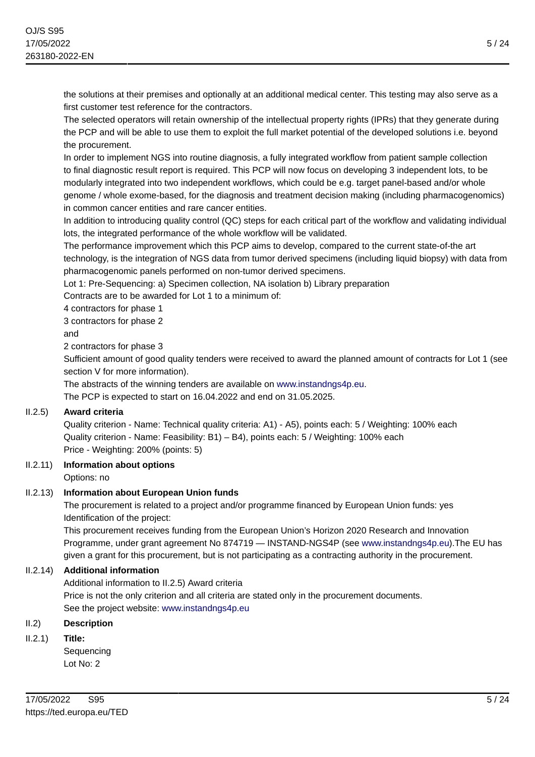the solutions at their premises and optionally at an additional medical center. This testing may also serve as a first customer test reference for the contractors.

The selected operators will retain ownership of the intellectual property rights (IPRs) that they generate during the PCP and will be able to use them to exploit the full market potential of the developed solutions i.e. beyond the procurement.

In order to implement NGS into routine diagnosis, a fully integrated workflow from patient sample collection to final diagnostic result report is required. This PCP will now focus on developing 3 independent lots, to be modularly integrated into two independent workflows, which could be e.g. target panel-based and/or whole genome / whole exome-based, for the diagnosis and treatment decision making (including pharmacogenomics) in common cancer entities and rare cancer entities.

In addition to introducing quality control (QC) steps for each critical part of the workflow and validating individual lots, the integrated performance of the whole workflow will be validated.

The performance improvement which this PCP aims to develop, compared to the current state-of-the art technology, is the integration of NGS data from tumor derived specimens (including liquid biopsy) with data from pharmacogenomic panels performed on non-tumor derived specimens.

Lot 1: Pre-Sequencing: a) Specimen collection, NA isolation b) Library preparation

Contracts are to be awarded for Lot 1 to a minimum of:

4 contractors for phase 1

3 contractors for phase 2

and

2 contractors for phase 3

Sufficient amount of good quality tenders were received to award the planned amount of contracts for Lot 1 (see section V for more information).

The abstracts of the winning tenders are available on www.instandngs4p.eu.

The PCP is expected to start on 16.04.2022 and end on 31.05.2025.

**II.2.5) Award criteria**

Quality criterion - Name: Technical quality criteria: A1) - A5), points each: 5 / Weighting: 100% each

Quality criterion - Name: Feasibility: B1) – B4), points each: 5 / Weighting: 100% each

Price - Weighting: 200% (points: 5)

**II.2.11) Information about options**

Options: no

**II.2.13) Information about European Union funds**

The procurement is related to a project and/or programme financed by European Union funds: yes

Identification of the project:

This procurement receives funding from the European Union's Horizon 2020 Research and Innovation Programme, under grant agreement No 874719 — INSTAND-NGS4P (see www.instandngs4p.eu).The EU has given a grant for this procurement, but is not participating as a contracting authority in the procurement.

**II.2.14) Additional information**

Additional information to II.2.5) Award criteria

Price is not the only criterion and all criteria are stated only in the procurement documents.

See the project website: www.instandngs4p.eu

**II.2) Description**

**II.2.1) Title:**

Sequencing

Lot No: 2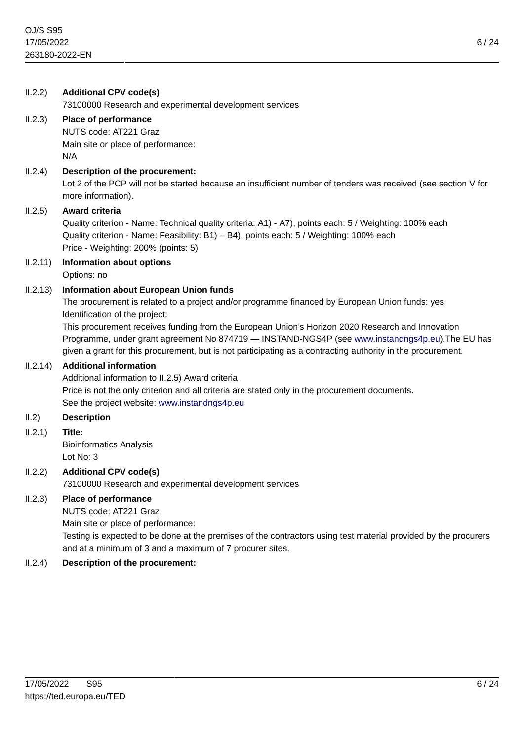II.2.2) **Additional CPV code(s)**

73100000 Research and experimental development services

II.2.3) **Place of performance**

NUTS code: AT221 Graz

Main site or place of performance:

N/A

II.2.4) **Description of the procurement:**

Lot 2 of the PCP will not be started because an insufficient number of tenders was received (see section V for more information).

II.2.5) **Award criteria**

Quality criterion - Name: Technical quality criteria: A1) - A7), points each: 5 / Weighting: 100% each

Quality criterion - Name: Feasibility: B1) – B4), points each: 5 / Weighting: 100% each

Price - Weighting: 200% (points: 5)

II.2.11) **Information about options**

Options: no

II.2.13) **Information about European Union funds**

The procurement is related to a project and/or programme financed by European Union funds: yes

Identification of the project:

This procurement receives funding from the European Union's Horizon 2020 Research and Innovation Programme, under grant agreement No 874719 — INSTAND-NGS4P (see www.instandngs4p.eu).The EU has given a grant for this procurement, but is not participating as a contracting authority in the procurement.

II.2.14) **Additional information**

Additional information to II.2.5) Award criteria

Price is not the only criterion and all criteria are stated only in the procurement documents.

See the project website: www.instandngs4p.eu

II.2) **Description**

II.2.1) **Title:**

Bioinformatics Analysis

Lot No: 3

II.2.2) **Additional CPV code(s)**

73100000 Research and experimental development services

II.2.3) **Place of performance**

NUTS code: AT221 Graz

Main site or place of performance:

Testing is expected to be done at the premises of the contractors using test material provided by the procurers and at a minimum of 3 and a maximum of 7 procurer sites.

II.2.4) **Description of the procurement:**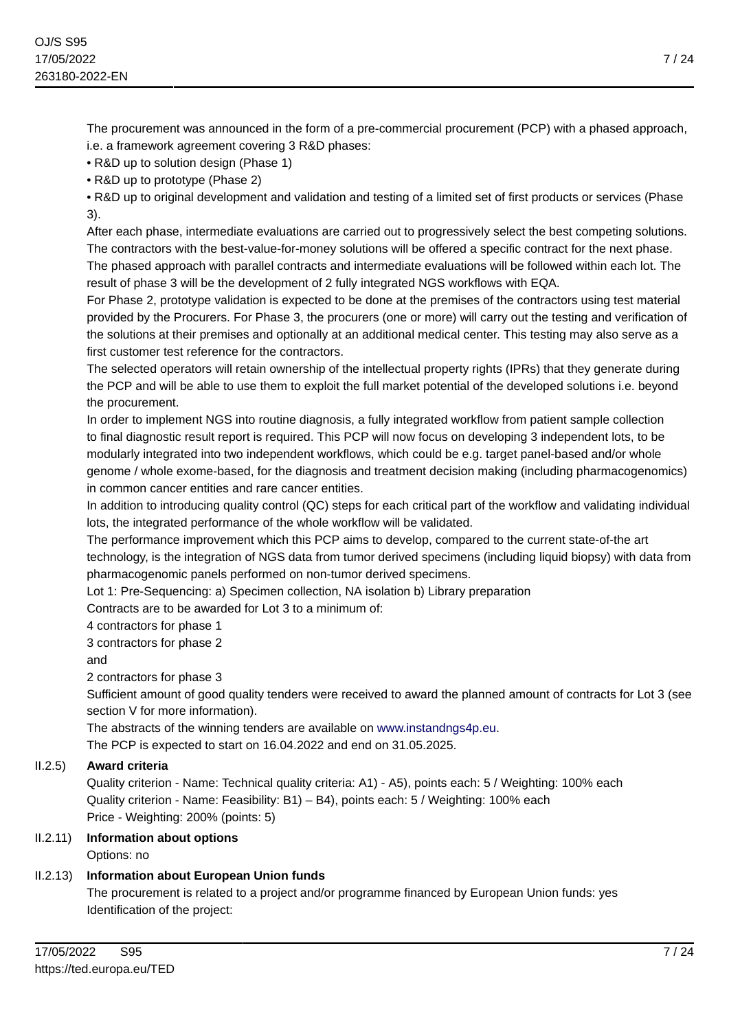The procurement was announced in the form of a pre-commercial procurement (PCP) with a phased approach, i.e. a framework agreement covering 3 R&D phases:

• R&D up to solution design (Phase 1)

• R&D up to prototype (Phase 2)

• R&D up to original development and validation and testing of a limited set of first products or services (Phase 3).

After each phase, intermediate evaluations are carried out to progressively select the best competing solutions. The contractors with the best-value-for-money solutions will be offered a specific contract for the next phase. The phased approach with parallel contracts and intermediate evaluations will be followed within each lot. The result of phase 3 will be the development of 2 fully integrated NGS workflows with EQA.

For Phase 2, prototype validation is expected to be done at the premises of the contractors using test material provided by the Procurers. For Phase 3, the procurers (one or more) will carry out the testing and verification of the solutions at their premises and optionally at an additional medical center. This testing may also serve as a first customer test reference for the contractors.

The selected operators will retain ownership of the intellectual property rights (IPRs) that they generate during the PCP and will be able to use them to exploit the full market potential of the developed solutions i.e. beyond the procurement.

In order to implement NGS into routine diagnosis, a fully integrated workflow from patient sample collection to final diagnostic result report is required. This PCP will now focus on developing 3 independent lots, to be modularly integrated into two independent workflows, which could be e.g. target panel-based and/or whole genome / whole exome-based, for the diagnosis and treatment decision making (including pharmacogenomics) in common cancer entities and rare cancer entities.

In addition to introducing quality control (QC) steps for each critical part of the workflow and validating individual lots, the integrated performance of the whole workflow will be validated.

The performance improvement which this PCP aims to develop, compared to the current state-of-the art technology, is the integration of NGS data from tumor derived specimens (including liquid biopsy) with data from pharmacogenomic panels performed on non-tumor derived specimens.

Lot 1: Pre-Sequencing: a) Specimen collection, NA isolation b) Library preparation

Contracts are to be awarded for Lot 3 to a minimum of:

4 contractors for phase 1

3 contractors for phase 2

and

2 contractors for phase 3

Sufficient amount of good quality tenders were received to award the planned amount of contracts for Lot 3 (see section V for more information).

The abstracts of the winning tenders are available on www.instandngs4p.eu.

The PCP is expected to start on 16.04.2022 and end on 31.05.2025.

II.2.5) **Award criteria**

Quality criterion - Name: Technical quality criteria: A1) - A5), points each: 5 / Weighting: 100% each

Quality criterion - Name: Feasibility: B1) – B4), points each: 5 / Weighting: 100% each

Price - Weighting: 200% (points: 5)

II.2.11) **Information about options**

Options: no

II.2.13) **Information about European Union funds**

The procurement is related to a project and/or programme financed by European Union funds: yes

Identification of the project: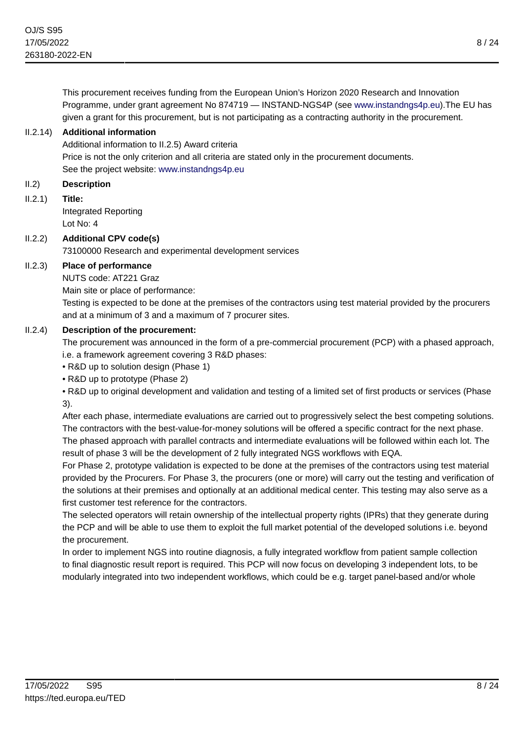This procurement receives funding from the European Union's Horizon 2020 Research and Innovation Programme, under grant agreement No 874719 — INSTAND-NGS4P (see www.instandngs4p.eu).The EU has given a grant for this procurement, but is not participating as a contracting authority in the procurement.

II.2.14) **Additional information**

Additional information to II.2.5) Award criteria

Price is not the only criterion and all criteria are stated only in the procurement documents.

See the project website: www.instandngs4p.eu

II.2) **Description**

II.2.1) **Title:**

Integrated Reporting

Lot No: 4

II.2.2) **Additional CPV code(s)**

73100000 Research and experimental development services

II.2.3) **Place of performance**

NUTS code: AT221 Graz

Main site or place of performance:

Testing is expected to be done at the premises of the contractors using test material provided by the procurers and at a minimum of 3 and a maximum of 7 procurer sites.

II.2.4) **Description of the procurement:**

The procurement was announced in the form of a pre-commercial procurement (PCP) with a phased approach, i.e. a framework agreement covering 3 R&D phases:

- R&D up to solution design (Phase 1)
- R&D up to prototype (Phase 2)
- R&D up to original development and validation and testing of a limited set of first products or services (Phase 3).

After each phase, intermediate evaluations are carried out to progressively select the best competing solutions. The contractors with the best-value-for-money solutions will be offered a specific contract for the next phase. The phased approach with parallel contracts and intermediate evaluations will be followed within each lot. The result of phase 3 will be the development of 2 fully integrated NGS workflows with EQA.

For Phase 2, prototype validation is expected to be done at the premises of the contractors using test material provided by the Procurers. For Phase 3, the procurers (one or more) will carry out the testing and verification of the solutions at their premises and optionally at an additional medical center. This testing may also serve as a first customer test reference for the contractors.

The selected operators will retain ownership of the intellectual property rights (IPRs) that they generate during the PCP and will be able to use them to exploit the full market potential of the developed solutions i.e. beyond the procurement.

In order to implement NGS into routine diagnosis, a fully integrated workflow from patient sample collection to final diagnostic result report is required. This PCP will now focus on developing 3 independent lots, to be modularly integrated into two independent workflows, which could be e.g. target panel-based and/or whole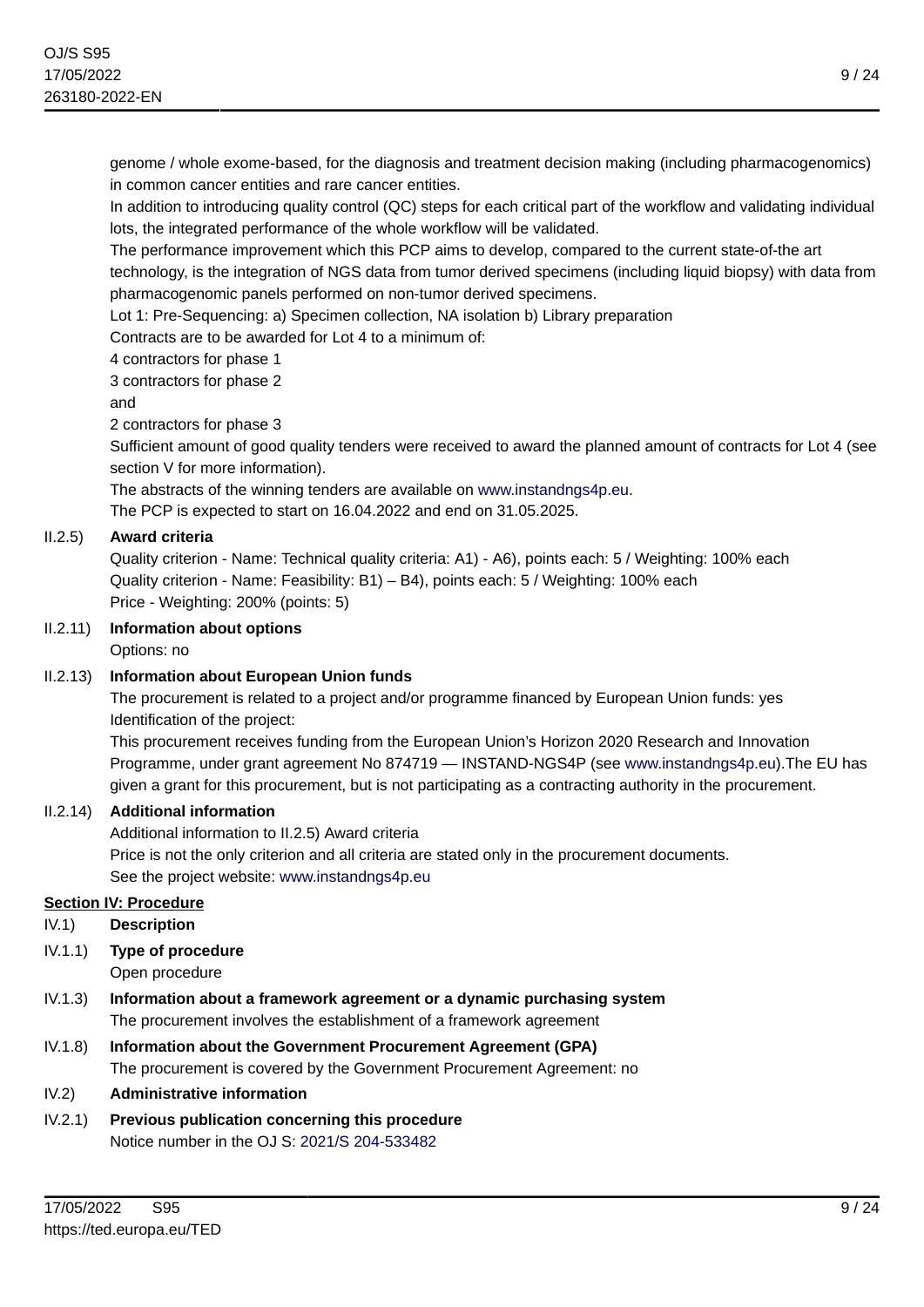genome / whole exome-based, for the diagnosis and treatment decision making (including pharmacogenomics) in common cancer entities and rare cancer entities.

In addition to introducing quality control (QC) steps for each critical part of the workflow and validating individual lots, the integrated performance of the whole workflow will be validated.

The performance improvement which this PCP aims to develop, compared to the current state-of-the art technology, is the integration of NGS data from tumor derived specimens (including liquid biopsy) with data from pharmacogenomic panels performed on non-tumor derived specimens.

Lot 1: Pre-Sequencing: a) Specimen collection, NA isolation b) Library preparation

Contracts are to be awarded for Lot 4 to a minimum of:

4 contractors for phase 1

3 contractors for phase 2

and

2 contractors for phase 3

Sufficient amount of good quality tenders were received to award the planned amount of contracts for Lot 4 (see section V for more information).

The abstracts of the winning tenders are available on www.instandngs4p.eu.

The PCP is expected to start on 16.04.2022 and end on 31.05.2025.

II.2.5) **Award criteria**

Quality criterion - Name: Technical quality criteria: A1) - A6), points each: 5 / Weighting: 100% each

Quality criterion - Name: Feasibility: B1) – B4), points each: 5 / Weighting: 100% each

Price - Weighting: 200% (points: 5)

II.2.11) **Information about options**

Options: no

II.2.13) **Information about European Union funds**

The procurement is related to a project and/or programme financed by European Union funds: yes

Identification of the project:

This procurement receives funding from the European Union's Horizon 2020 Research and Innovation Programme, under grant agreement No 874719 — INSTAND-NGS4P (see www.instandngs4p.eu).The EU has given a grant for this procurement, but is not participating as a contracting authority in the procurement.

II.2.14) **Additional information**

Additional information to II.2.5) Award criteria

Price is not the only criterion and all criteria are stated only in the procurement documents.

See the project website: www.instandngs4p.eu

## Section IV: Procedure

IV.1) **Description**

IV.1.1) **Type of procedure**

Open procedure

IV.1.3) **Information about a framework agreement or a dynamic purchasing system**

The procurement involves the establishment of a framework agreement

IV.1.8) **Information about the Government Procurement Agreement (GPA)**

The procurement is covered by the Government Procurement Agreement: no

IV.2) **Administrative information**

IV.2.1) **Previous publication concerning this procedure**

Notice number in the OJ S: 2021/S 204-533482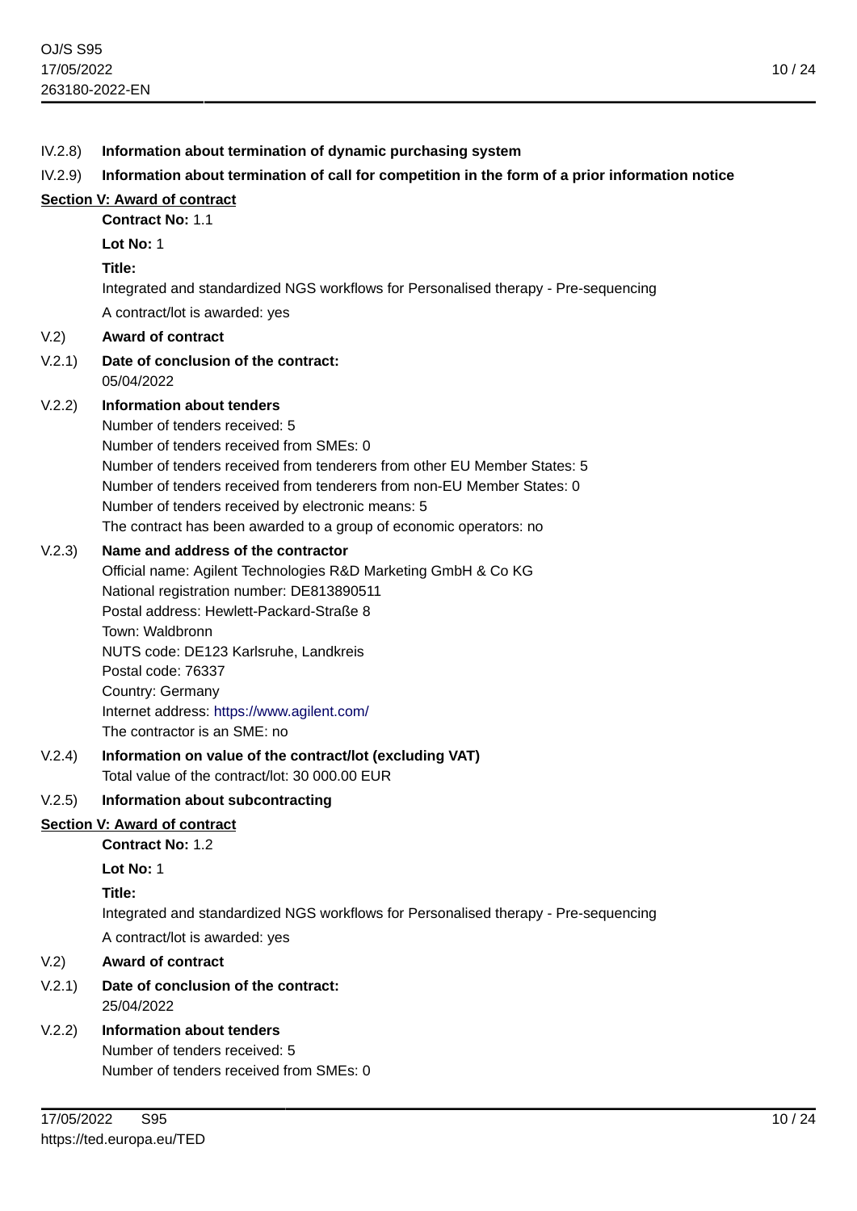IV.2.8) **Information about termination of dynamic purchasing system**

IV.2.9) **Information about termination of call for competition in the form of a prior information notice**

## Section V: Award of contract

**Contract No:** 1.1

**Lot No:** 1

**Title:**

Integrated and standardized NGS workflows for Personalised therapy - Pre-sequencing

A contract/lot is awarded: yes

V.2) **Award of contract**

V.2.1) **Date of conclusion of the contract:**
05/04/2022

V.2.2) **Information about tenders**
Number of tenders received: 5
Number of tenders received from SMEs: 0
Number of tenders received from tenderers from other EU Member States: 5
Number of tenders received from tenderers from non-EU Member States: 0
Number of tenders received by electronic means: 5
The contract has been awarded to a group of economic operators: no

V.2.3) **Name and address of the contractor**
Official name: Agilent Technologies R&D Marketing GmbH & Co KG
National registration number: DE813890511
Postal address: Hewlett-Packard-Straße 8
Town: Waldbronn
NUTS code: DE123 Karlsruhe, Landkreis
Postal code: 76337
Country: Germany
Internet address: https://www.agilent.com/
The contractor is an SME: no

V.2.4) **Information on value of the contract/lot (excluding VAT)**
Total value of the contract/lot: 30 000.00 EUR

V.2.5) **Information about subcontracting**

## Section V: Award of contract

**Contract No:** 1.2

**Lot No:** 1

**Title:**

Integrated and standardized NGS workflows for Personalised therapy - Pre-sequencing

A contract/lot is awarded: yes

V.2) **Award of contract**

V.2.1) **Date of conclusion of the contract:**
25/04/2022

V.2.2) **Information about tenders**
Number of tenders received: 5
Number of tenders received from SMEs: 0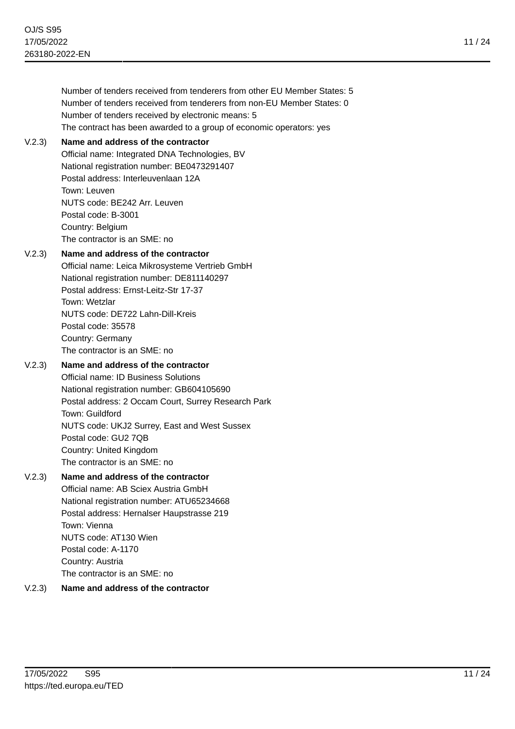Number of tenders received from tenderers from other EU Member States: 5
Number of tenders received from tenderers from non-EU Member States: 0
Number of tenders received by electronic means: 5
The contract has been awarded to a group of economic operators: yes

V.2.3) **Name and address of the contractor**
Official name: Integrated DNA Technologies, BV
National registration number: BE0473291407
Postal address: Interleuvenlaan 12A
Town: Leuven
NUTS code: BE242 Arr. Leuven
Postal code: B-3001
Country: Belgium
The contractor is an SME: no

V.2.3) **Name and address of the contractor**
Official name: Leica Mikrosysteme Vertrieb GmbH
National registration number: DE811140297
Postal address: Ernst-Leitz-Str 17-37
Town: Wetzlar
NUTS code: DE722 Lahn-Dill-Kreis
Postal code: 35578
Country: Germany
The contractor is an SME: no

V.2.3) **Name and address of the contractor**
Official name: ID Business Solutions
National registration number: GB604105690
Postal address: 2 Occam Court, Surrey Research Park
Town: Guildford
NUTS code: UKJ2 Surrey, East and West Sussex
Postal code: GU2 7QB
Country: United Kingdom
The contractor is an SME: no

V.2.3) **Name and address of the contractor**
Official name: AB Sciex Austria GmbH
National registration number: ATU65234668
Postal address: Hernalser Haupstrasse 219
Town: Vienna
NUTS code: AT130 Wien
Postal code: A-1170
Country: Austria
The contractor is an SME: no

V.2.3) **Name and address of the contractor**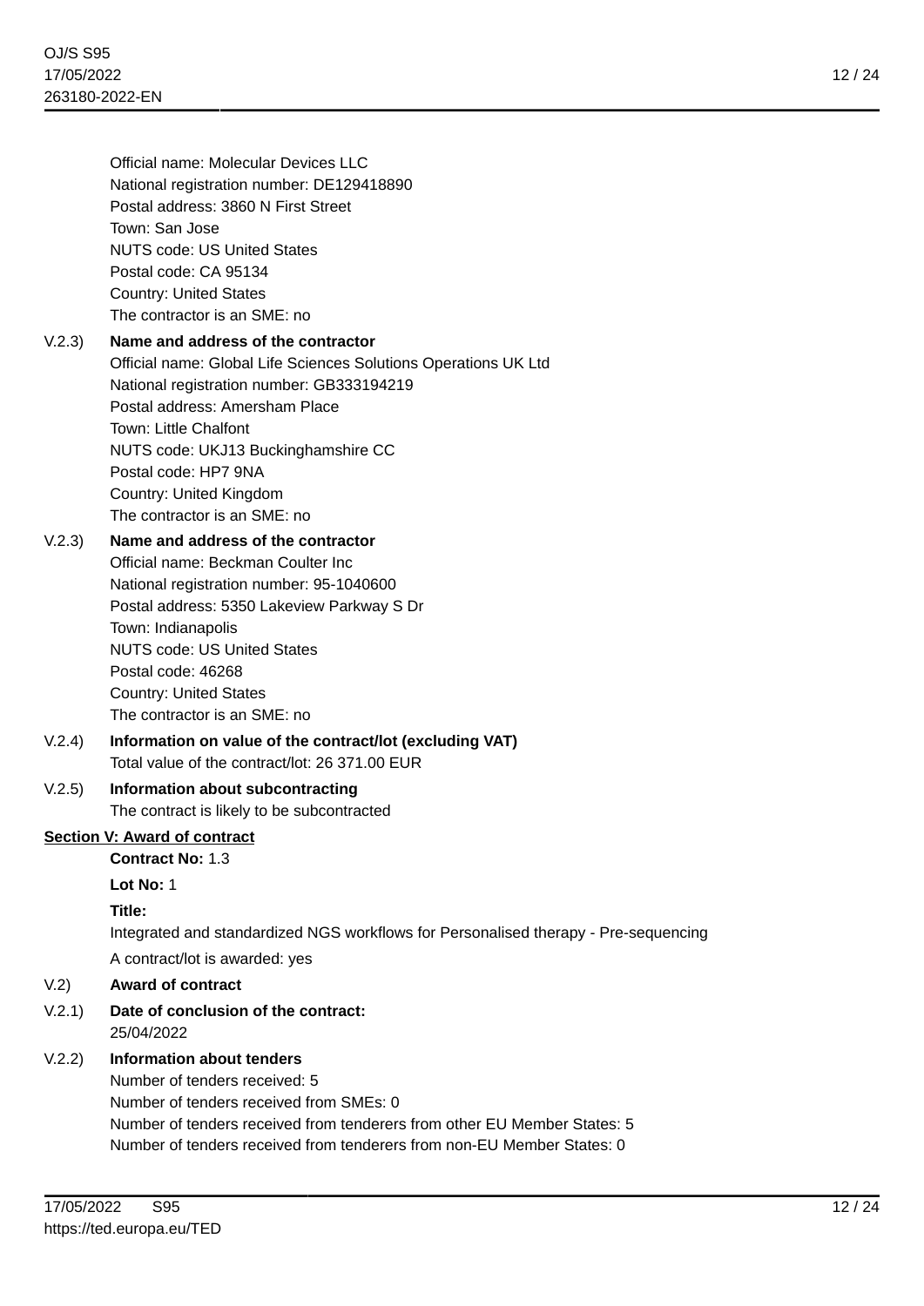Official name: Molecular Devices LLC
National registration number: DE129418890
Postal address: 3860 N First Street
Town: San Jose
NUTS code: US United States
Postal code: CA 95134
Country: United States
The contractor is an SME: no

V.2.3) **Name and address of the contractor**
Official name: Global Life Sciences Solutions Operations UK Ltd
National registration number: GB333194219
Postal address: Amersham Place
Town: Little Chalfont
NUTS code: UKJ13 Buckinghamshire CC
Postal code: HP7 9NA
Country: United Kingdom
The contractor is an SME: no

V.2.3) **Name and address of the contractor**
Official name: Beckman Coulter Inc
National registration number: 95-1040600
Postal address: 5350 Lakeview Parkway S Dr
Town: Indianapolis
NUTS code: US United States
Postal code: 46268
Country: United States
The contractor is an SME: no

V.2.4) **Information on value of the contract/lot (excluding VAT)**
Total value of the contract/lot: 26 371.00 EUR

V.2.5) **Information about subcontracting**
The contract is likely to be subcontracted

## Section V: Award of contract

**Contract No:** 1.3

**Lot No:** 1

**Title:**

Integrated and standardized NGS workflows for Personalised therapy - Pre-sequencing

A contract/lot is awarded: yes

V.2) **Award of contract**

V.2.1) **Date of conclusion of the contract:**
25/04/2022

V.2.2) **Information about tenders**
Number of tenders received: 5
Number of tenders received from SMEs: 0
Number of tenders received from tenderers from other EU Member States: 5
Number of tenders received from tenderers from non-EU Member States: 0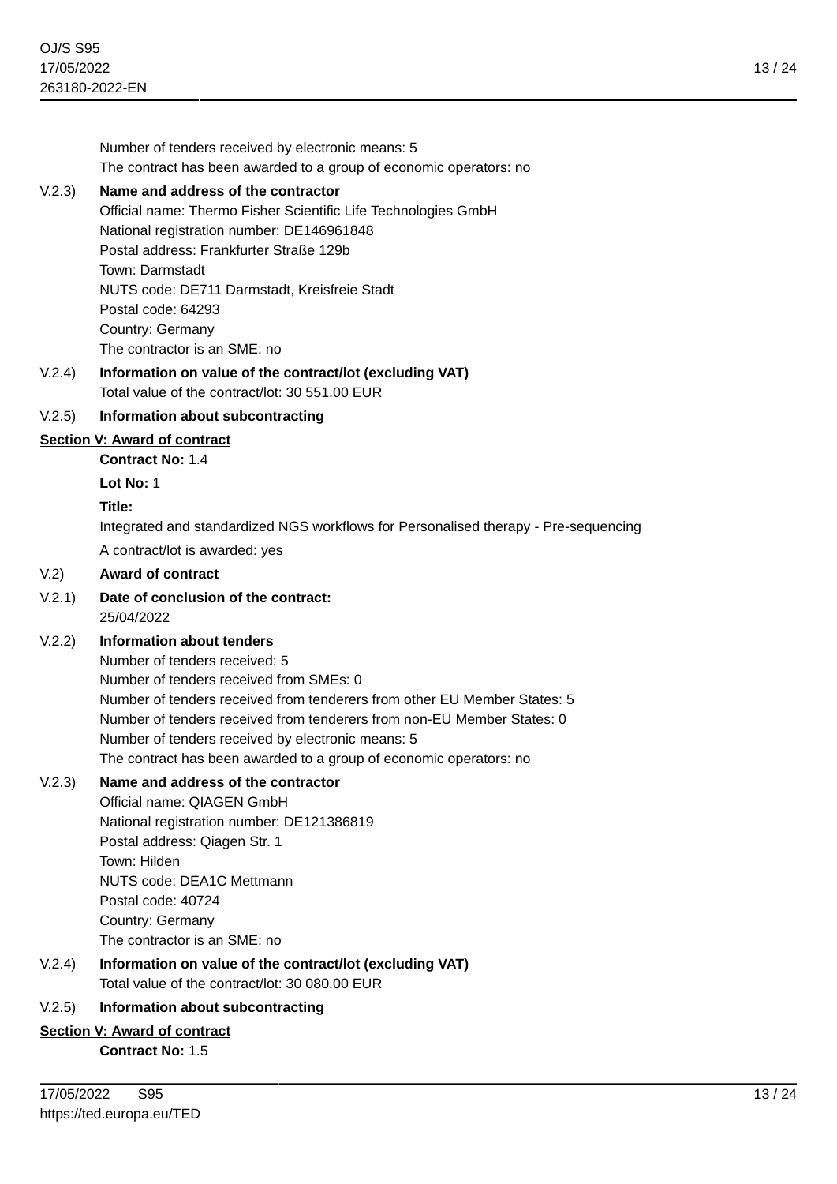Number of tenders received by electronic means: 5
The contract has been awarded to a group of economic operators: no

V.2.3) **Name and address of the contractor**
Official name: Thermo Fisher Scientific Life Technologies GmbH
National registration number: DE146961848
Postal address: Frankfurter Straße 129b
Town: Darmstadt
NUTS code: DE711 Darmstadt, Kreisfreie Stadt
Postal code: 64293
Country: Germany
The contractor is an SME: no

V.2.4) **Information on value of the contract/lot (excluding VAT)**
Total value of the contract/lot: 30 551.00 EUR

V.2.5) **Information about subcontracting**

**Section V: Award of contract**

**Contract No:** 1.4

**Lot No:** 1

**Title:**
Integrated and standardized NGS workflows for Personalised therapy - Pre-sequencing

A contract/lot is awarded: yes

V.2) **Award of contract**

V.2.1) **Date of conclusion of the contract:**
25/04/2022

V.2.2) **Information about tenders**
Number of tenders received: 5
Number of tenders received from SMEs: 0
Number of tenders received from tenderers from other EU Member States: 5
Number of tenders received from tenderers from non-EU Member States: 0
Number of tenders received by electronic means: 5
The contract has been awarded to a group of economic operators: no

V.2.3) **Name and address of the contractor**
Official name: QIAGEN GmbH
National registration number: DE121386819
Postal address: Qiagen Str. 1
Town: Hilden
NUTS code: DEA1C Mettmann
Postal code: 40724
Country: Germany
The contractor is an SME: no

V.2.4) **Information on value of the contract/lot (excluding VAT)**
Total value of the contract/lot: 30 080.00 EUR

V.2.5) **Information about subcontracting**

**Section V: Award of contract**

**Contract No:** 1.5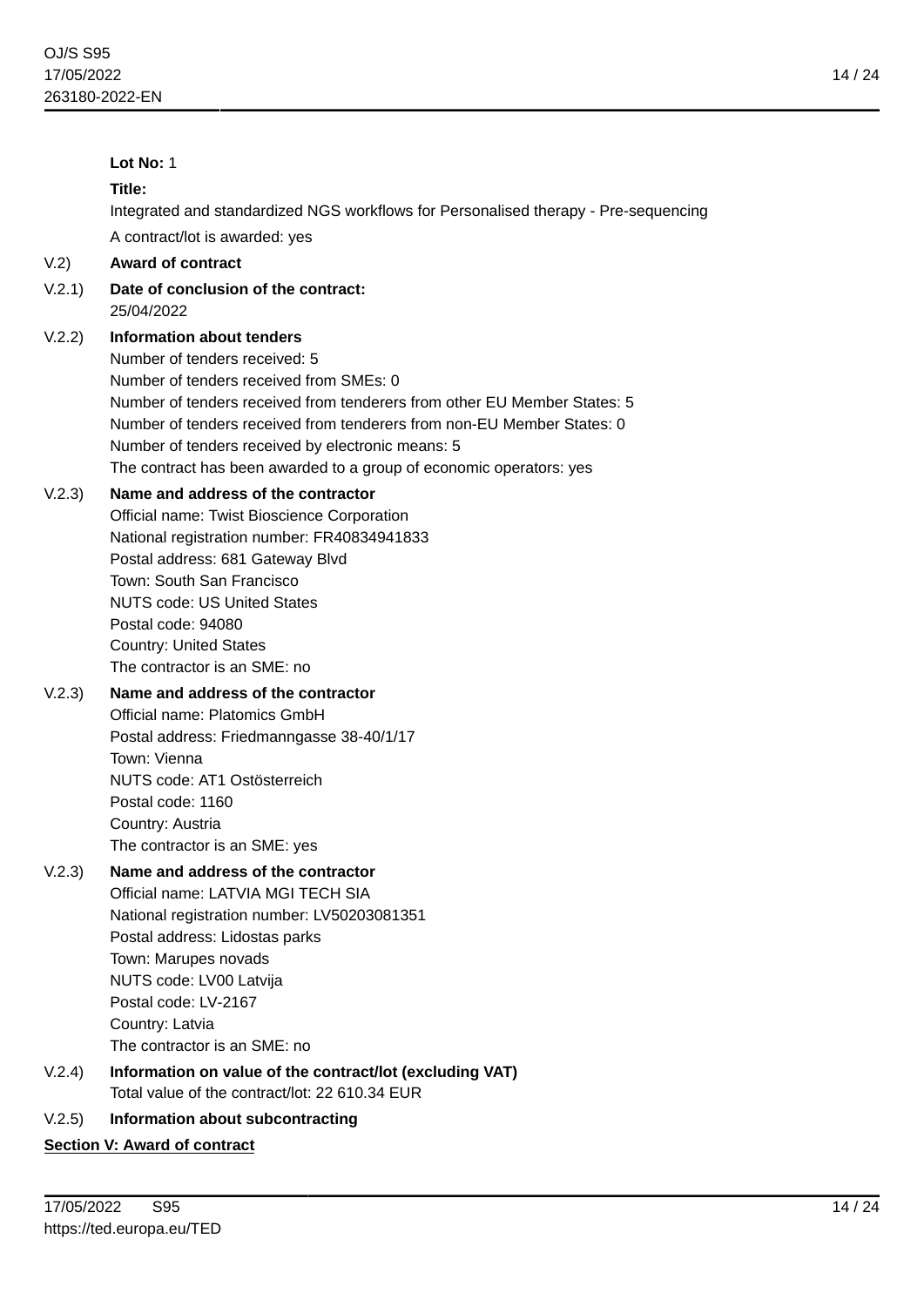**Lot No:** 1

**Title:**

Integrated and standardized NGS workflows for Personalised therapy - Pre-sequencing

A contract/lot is awarded: yes

V.2) **Award of contract**

V.2.1) **Date of conclusion of the contract:**
25/04/2022

V.2.2) **Information about tenders**
Number of tenders received: 5
Number of tenders received from SMEs: 0
Number of tenders received from tenderers from other EU Member States: 5
Number of tenders received from tenderers from non-EU Member States: 0
Number of tenders received by electronic means: 5
The contract has been awarded to a group of economic operators: yes

V.2.3) **Name and address of the contractor**
Official name: Twist Bioscience Corporation
National registration number: FR40834941833
Postal address: 681 Gateway Blvd
Town: South San Francisco
NUTS code: US United States
Postal code: 94080
Country: United States
The contractor is an SME: no

V.2.3) **Name and address of the contractor**
Official name: Platomics GmbH
Postal address: Friedmanngasse 38-40/1/17
Town: Vienna
NUTS code: AT1 Ostösterreich
Postal code: 1160
Country: Austria
The contractor is an SME: yes

V.2.3) **Name and address of the contractor**
Official name: LATVIA MGI TECH SIA
National registration number: LV50203081351
Postal address: Lidostas parks
Town: Marupes novads
NUTS code: LV00 Latvija
Postal code: LV-2167
Country: Latvia
The contractor is an SME: no

V.2.4) **Information on value of the contract/lot (excluding VAT)**
Total value of the contract/lot: 22 610.34 EUR

V.2.5) **Information about subcontracting**

**Section V: Award of contract**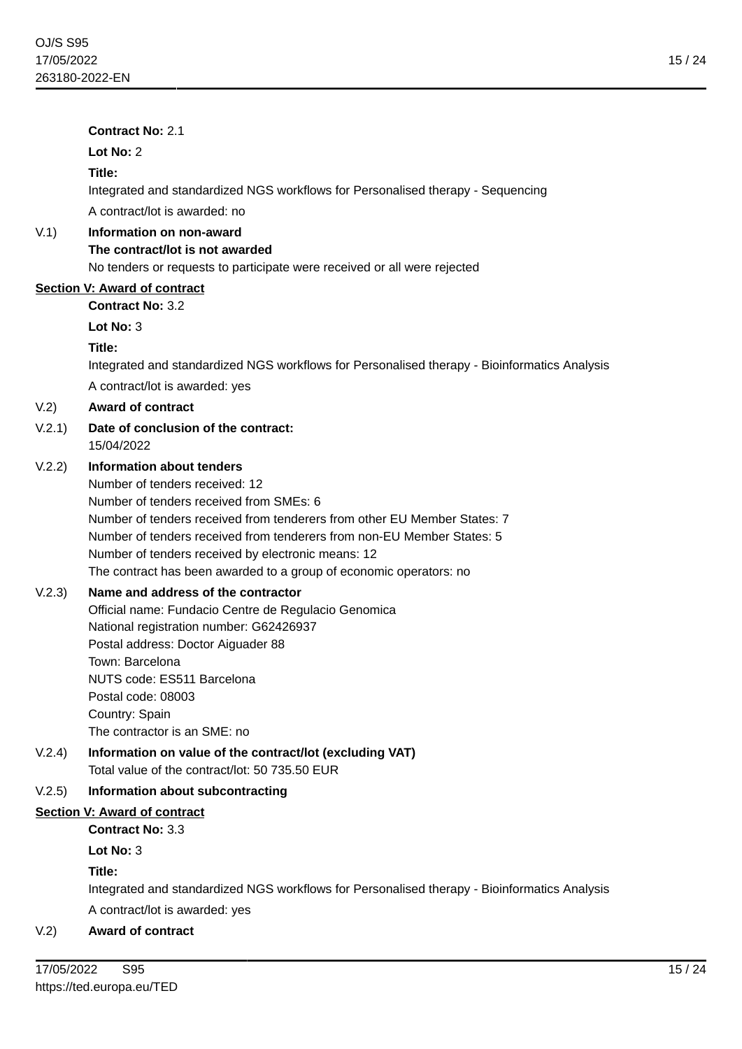**Contract No:** 2.1

**Lot No:** 2

**Title:**

Integrated and standardized NGS workflows for Personalised therapy - Sequencing

A contract/lot is awarded: no

V.1) **Information on non-award**

**The contract/lot is not awarded**

No tenders or requests to participate were received or all were rejected

## Section V: Award of contract

**Contract No:** 3.2

**Lot No:** 3

**Title:**

Integrated and standardized NGS workflows for Personalised therapy - Bioinformatics Analysis

A contract/lot is awarded: yes

V.2) **Award of contract**

V.2.1) **Date of conclusion of the contract:**

15/04/2022

V.2.2) **Information about tenders**

Number of tenders received: 12

Number of tenders received from SMEs: 6

Number of tenders received from tenderers from other EU Member States: 7

Number of tenders received from tenderers from non-EU Member States: 5

Number of tenders received by electronic means: 12

The contract has been awarded to a group of economic operators: no

V.2.3) **Name and address of the contractor**

Official name: Fundacio Centre de Regulacio Genomica

National registration number: G62426937

Postal address: Doctor Aiguader 88

Town: Barcelona

NUTS code: ES511 Barcelona

Postal code: 08003

Country: Spain

The contractor is an SME: no

V.2.4) **Information on value of the contract/lot (excluding VAT)**

Total value of the contract/lot: 50 735.50 EUR

V.2.5) **Information about subcontracting**

## Section V: Award of contract

**Contract No:** 3.3

**Lot No:** 3

**Title:**

Integrated and standardized NGS workflows for Personalised therapy - Bioinformatics Analysis

A contract/lot is awarded: yes

V.2) **Award of contract**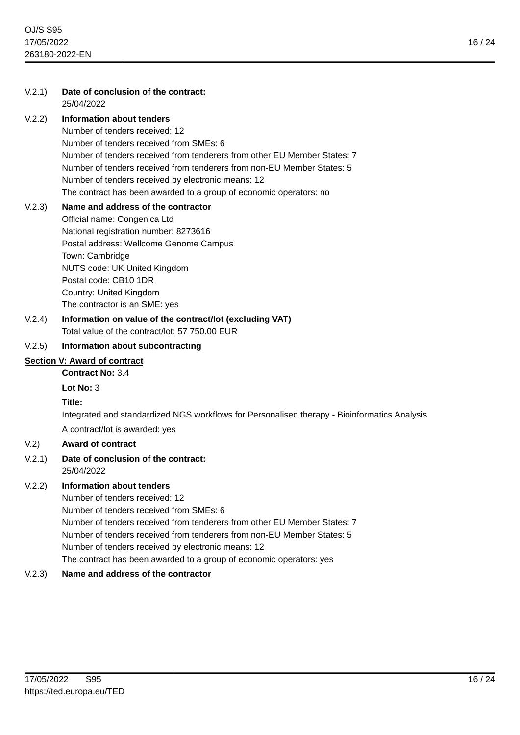V.2.1) **Date of conclusion of the contract:**
25/04/2022

V.2.2) **Information about tenders**
Number of tenders received: 12
Number of tenders received from SMEs: 6
Number of tenders received from tenderers from other EU Member States: 7
Number of tenders received from tenderers from non-EU Member States: 5
Number of tenders received by electronic means: 12
The contract has been awarded to a group of economic operators: no

V.2.3) **Name and address of the contractor**
Official name: Congenica Ltd
National registration number: 8273616
Postal address: Wellcome Genome Campus
Town: Cambridge
NUTS code: UK United Kingdom
Postal code: CB10 1DR
Country: United Kingdom
The contractor is an SME: yes

V.2.4) **Information on value of the contract/lot (excluding VAT)**
Total value of the contract/lot: 57 750.00 EUR

V.2.5) **Information about subcontracting**

## Section V: Award of contract

**Contract No:** 3.4

**Lot No:** 3

**Title:**

Integrated and standardized NGS workflows for Personalised therapy - Bioinformatics Analysis

A contract/lot is awarded: yes

V.2) **Award of contract**

V.2.1) **Date of conclusion of the contract:**
25/04/2022

V.2.2) **Information about tenders**
Number of tenders received: 12
Number of tenders received from SMEs: 6
Number of tenders received from tenderers from other EU Member States: 7
Number of tenders received from tenderers from non-EU Member States: 5
Number of tenders received by electronic means: 12
The contract has been awarded to a group of economic operators: yes

V.2.3) **Name and address of the contractor**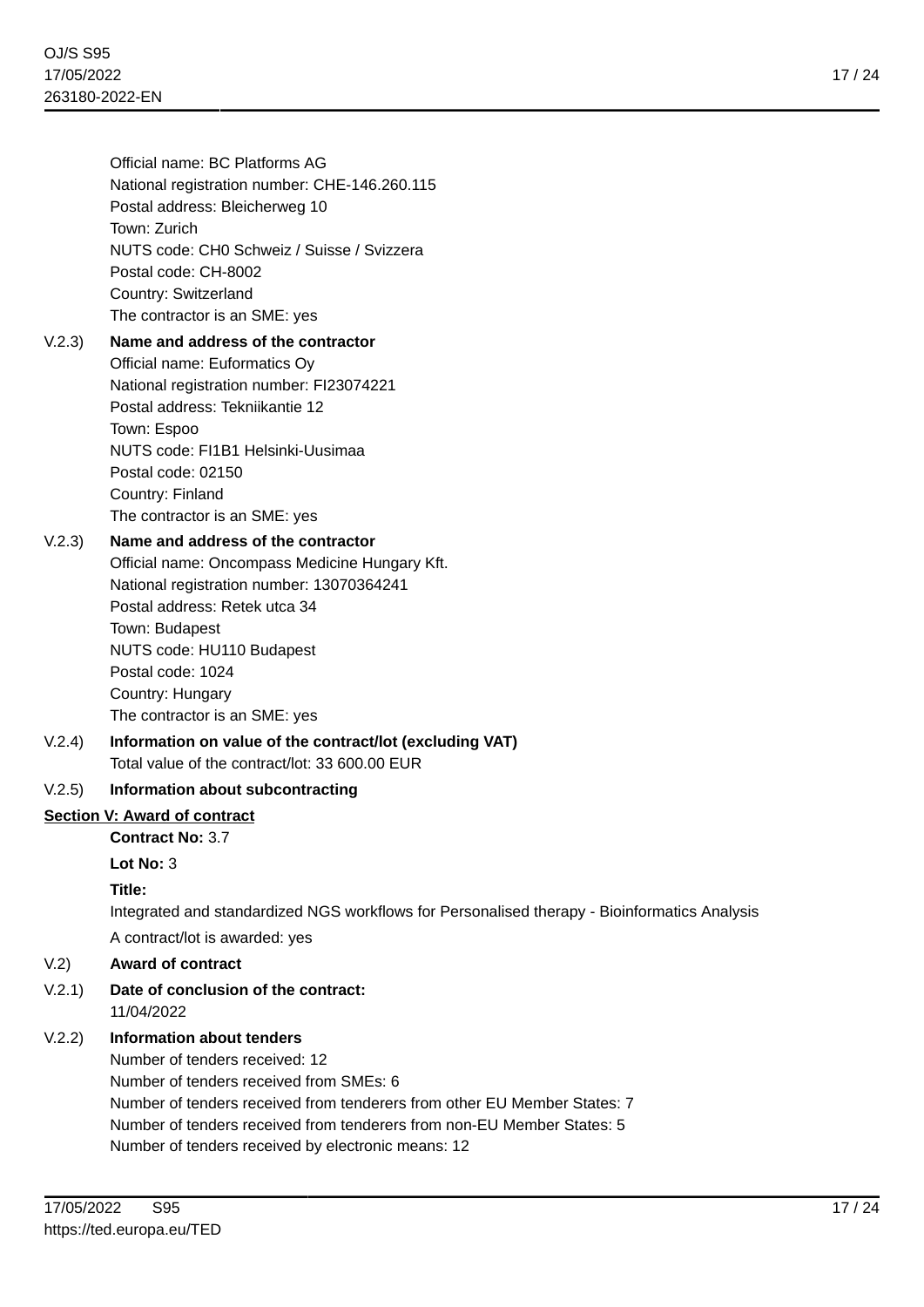Official name: BC Platforms AG
National registration number: CHE-146.260.115
Postal address: Bleicherweg 10
Town: Zurich
NUTS code: CH0 Schweiz / Suisse / Svizzera
Postal code: CH-8002
Country: Switzerland
The contractor is an SME: yes

V.2.3) **Name and address of the contractor**
Official name: Euformatics Oy
National registration number: FI23074221
Postal address: Tekniikantie 12
Town: Espoo
NUTS code: FI1B1 Helsinki-Uusimaa
Postal code: 02150
Country: Finland
The contractor is an SME: yes

V.2.3) **Name and address of the contractor**
Official name: Oncompass Medicine Hungary Kft.
National registration number: 13070364241
Postal address: Retek utca 34
Town: Budapest
NUTS code: HU110 Budapest
Postal code: 1024
Country: Hungary
The contractor is an SME: yes

V.2.4) **Information on value of the contract/lot (excluding VAT)**
Total value of the contract/lot: 33 600.00 EUR

V.2.5) **Information about subcontracting**

**Section V: Award of contract**

**Contract No:** 3.7

**Lot No:** 3

**Title:**

Integrated and standardized NGS workflows for Personalised therapy - Bioinformatics Analysis

A contract/lot is awarded: yes

V.2) **Award of contract**

V.2.1) **Date of conclusion of the contract:**
11/04/2022

V.2.2) **Information about tenders**
Number of tenders received: 12
Number of tenders received from SMEs: 6
Number of tenders received from tenderers from other EU Member States: 7
Number of tenders received from tenderers from non-EU Member States: 5
Number of tenders received by electronic means: 12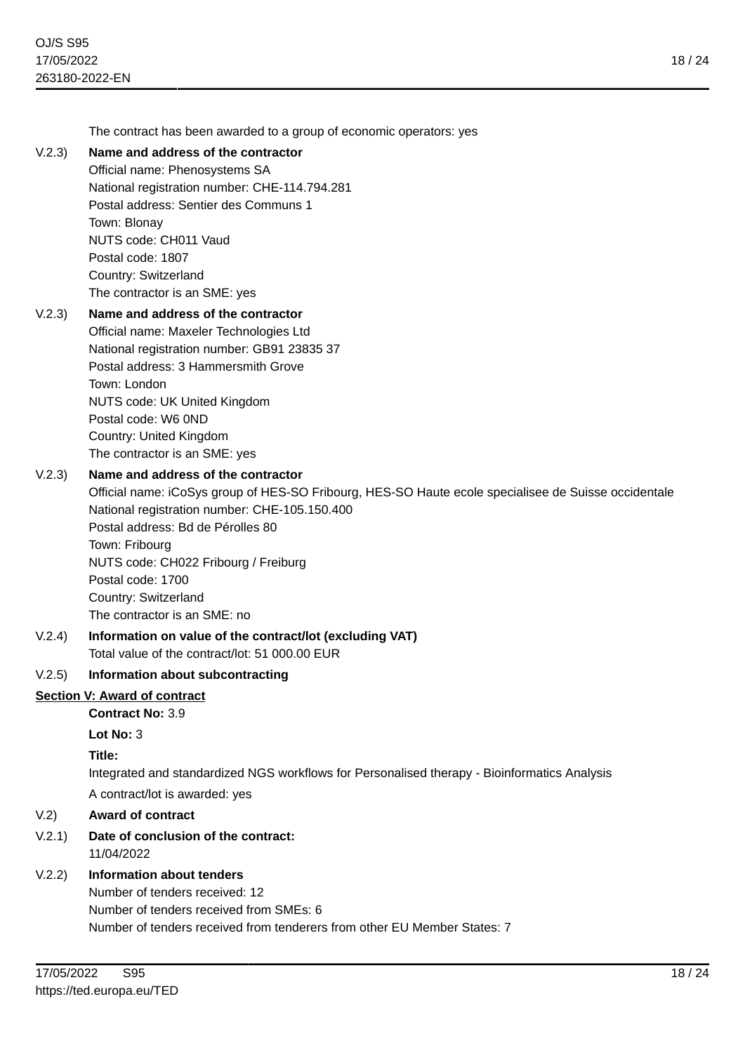The contract has been awarded to a group of economic operators: yes

V.2.3) **Name and address of the contractor**

Official name: Phenosystems SA
National registration number: CHE-114.794.281
Postal address: Sentier des Communs 1
Town: Blonay
NUTS code: CH011 Vaud
Postal code: 1807
Country: Switzerland
The contractor is an SME: yes

V.2.3) **Name and address of the contractor**

Official name: Maxeler Technologies Ltd
National registration number: GB91 23835 37
Postal address: 3 Hammersmith Grove
Town: London
NUTS code: UK United Kingdom
Postal code: W6 0ND
Country: United Kingdom
The contractor is an SME: yes

V.2.3) **Name and address of the contractor**

Official name: iCoSys group of HES-SO Fribourg, HES-SO Haute ecole specialisee de Suisse occidentale
National registration number: CHE-105.150.400
Postal address: Bd de Pérolles 80
Town: Fribourg
NUTS code: CH022 Fribourg / Freiburg
Postal code: 1700
Country: Switzerland
The contractor is an SME: no

V.2.4) **Information on value of the contract/lot (excluding VAT)**

Total value of the contract/lot: 51 000.00 EUR

V.2.5) **Information about subcontracting**

**Section V: Award of contract**

**Contract No:** 3.9

**Lot No:** 3

**Title:**

Integrated and standardized NGS workflows for Personalised therapy - Bioinformatics Analysis

A contract/lot is awarded: yes

V.2) **Award of contract**

V.2.1) **Date of conclusion of the contract:**

11/04/2022

V.2.2) **Information about tenders**

Number of tenders received: 12
Number of tenders received from SMEs: 6
Number of tenders received from tenderers from other EU Member States: 7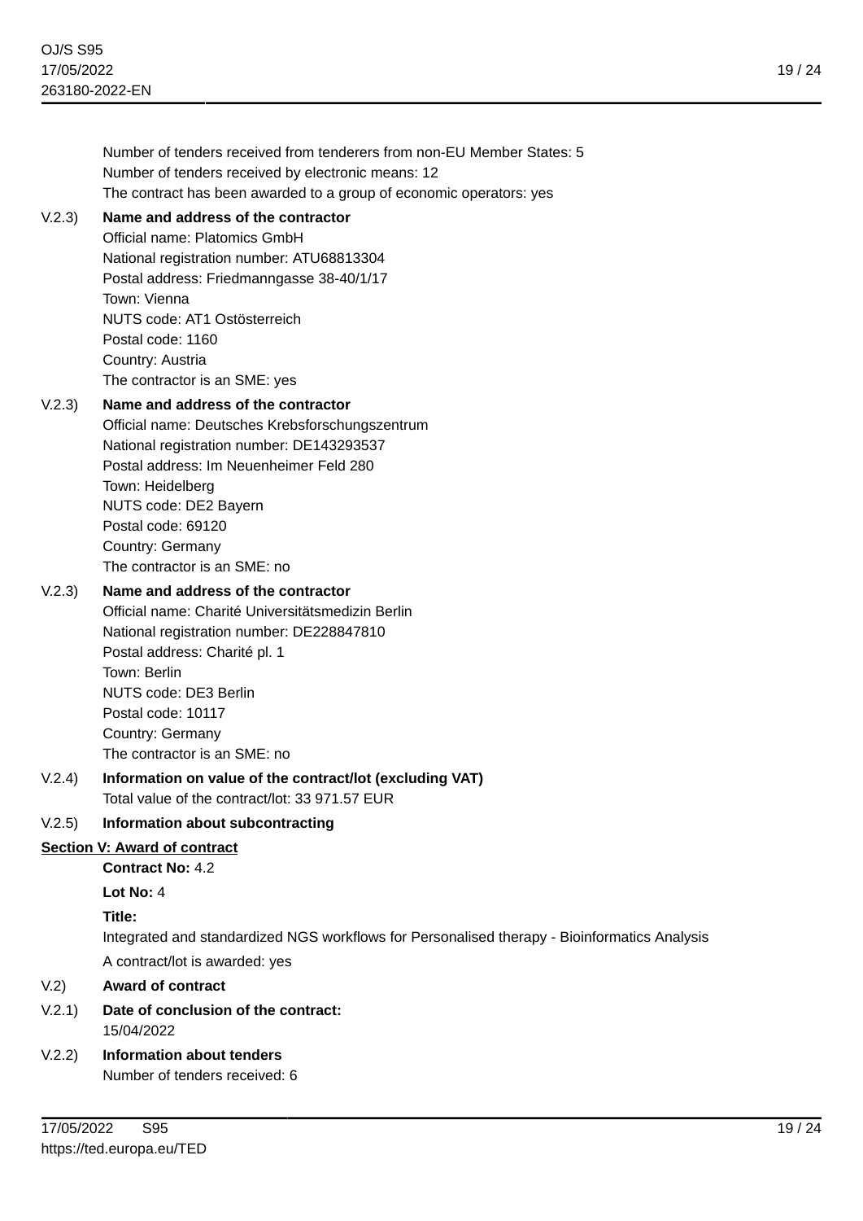Number of tenders received from tenderers from non-EU Member States: 5
Number of tenders received by electronic means: 12
The contract has been awarded to a group of economic operators: yes

**V.2.3) Name and address of the contractor**

Official name: Platomics GmbH
National registration number: ATU68813304
Postal address: Friedmanngasse 38-40/1/17
Town: Vienna
NUTS code: AT1 Ostösterreich
Postal code: 1160
Country: Austria
The contractor is an SME: yes

**V.2.3) Name and address of the contractor**

Official name: Deutsches Krebsforschungszentrum
National registration number: DE143293537
Postal address: Im Neuenheimer Feld 280
Town: Heidelberg
NUTS code: DE2 Bayern
Postal code: 69120
Country: Germany
The contractor is an SME: no

**V.2.3) Name and address of the contractor**

Official name: Charité Universitätsmedizin Berlin
National registration number: DE228847810
Postal address: Charité pl. 1
Town: Berlin
NUTS code: DE3 Berlin
Postal code: 10117
Country: Germany
The contractor is an SME: no

**V.2.4) Information on value of the contract/lot (excluding VAT)**

Total value of the contract/lot: 33 971.57 EUR

**V.2.5) Information about subcontracting**

## Section V: Award of contract

**Contract No:** 4.2

**Lot No:** 4

**Title:**

Integrated and standardized NGS workflows for Personalised therapy - Bioinformatics Analysis

A contract/lot is awarded: yes

**V.2) Award of contract**

**V.2.1) Date of conclusion of the contract:**

15/04/2022

**V.2.2) Information about tenders**

Number of tenders received: 6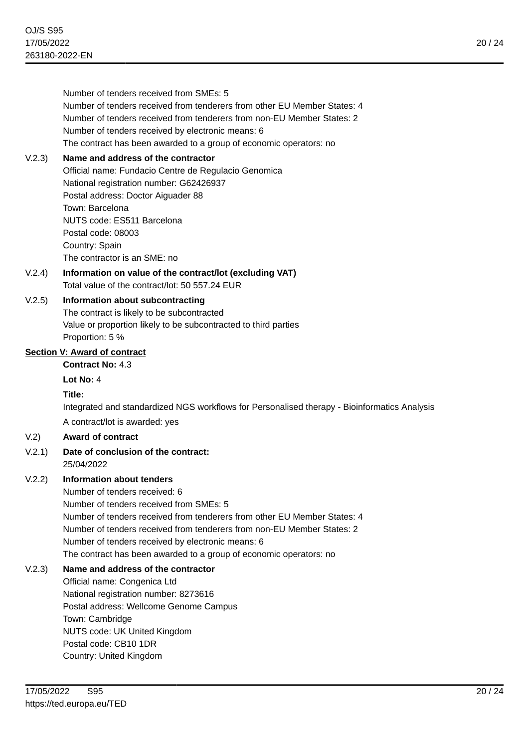Number of tenders received from SMEs: 5
Number of tenders received from tenderers from other EU Member States: 4
Number of tenders received from tenderers from non-EU Member States: 2
Number of tenders received by electronic means: 6
The contract has been awarded to a group of economic operators: no

V.2.3) **Name and address of the contractor**
Official name: Fundacio Centre de Regulacio Genomica
National registration number: G62426937
Postal address: Doctor Aiguader 88
Town: Barcelona
NUTS code: ES511 Barcelona
Postal code: 08003
Country: Spain
The contractor is an SME: no

V.2.4) **Information on value of the contract/lot (excluding VAT)**
Total value of the contract/lot: 50 557.24 EUR

V.2.5) **Information about subcontracting**
The contract is likely to be subcontracted
Value or proportion likely to be subcontracted to third parties
Proportion: 5 %

## Section V: Award of contract

**Contract No:** 4.3

**Lot No:** 4

**Title:**

Integrated and standardized NGS workflows for Personalised therapy - Bioinformatics Analysis

A contract/lot is awarded: yes

V.2) **Award of contract**

V.2.1) **Date of conclusion of the contract:**
25/04/2022

V.2.2) **Information about tenders**
Number of tenders received: 6
Number of tenders received from SMEs: 5
Number of tenders received from tenderers from other EU Member States: 4
Number of tenders received from tenderers from non-EU Member States: 2
Number of tenders received by electronic means: 6
The contract has been awarded to a group of economic operators: no

V.2.3) **Name and address of the contractor**
Official name: Congenica Ltd
National registration number: 8273616
Postal address: Wellcome Genome Campus
Town: Cambridge
NUTS code: UK United Kingdom
Postal code: CB10 1DR
Country: United Kingdom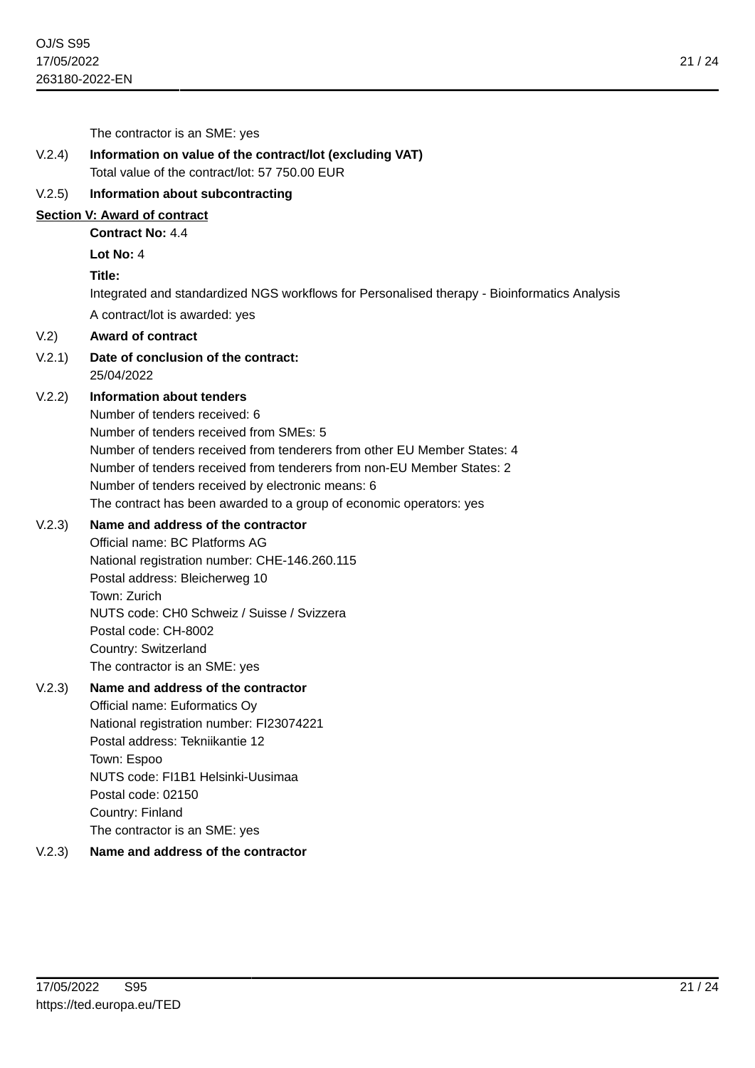The contractor is an SME: yes

V.2.4) **Information on value of the contract/lot (excluding VAT)**
Total value of the contract/lot: 57 750.00 EUR

V.2.5) **Information about subcontracting**

## Section V: Award of contract

**Contract No:** 4.4

**Lot No:** 4

**Title:**

Integrated and standardized NGS workflows for Personalised therapy - Bioinformatics Analysis

A contract/lot is awarded: yes

V.2) **Award of contract**

V.2.1) **Date of conclusion of the contract:**
25/04/2022

V.2.2) **Information about tenders**
Number of tenders received: 6
Number of tenders received from SMEs: 5
Number of tenders received from tenderers from other EU Member States: 4
Number of tenders received from tenderers from non-EU Member States: 2
Number of tenders received by electronic means: 6
The contract has been awarded to a group of economic operators: yes

V.2.3) **Name and address of the contractor**
Official name: BC Platforms AG
National registration number: CHE-146.260.115
Postal address: Bleicherweg 10
Town: Zurich
NUTS code: CH0 Schweiz / Suisse / Svizzera
Postal code: CH-8002
Country: Switzerland
The contractor is an SME: yes

V.2.3) **Name and address of the contractor**
Official name: Euformatics Oy
National registration number: FI23074221
Postal address: Tekniikantie 12
Town: Espoo
NUTS code: FI1B1 Helsinki-Uusimaa
Postal code: 02150
Country: Finland
The contractor is an SME: yes

V.2.3) **Name and address of the contractor**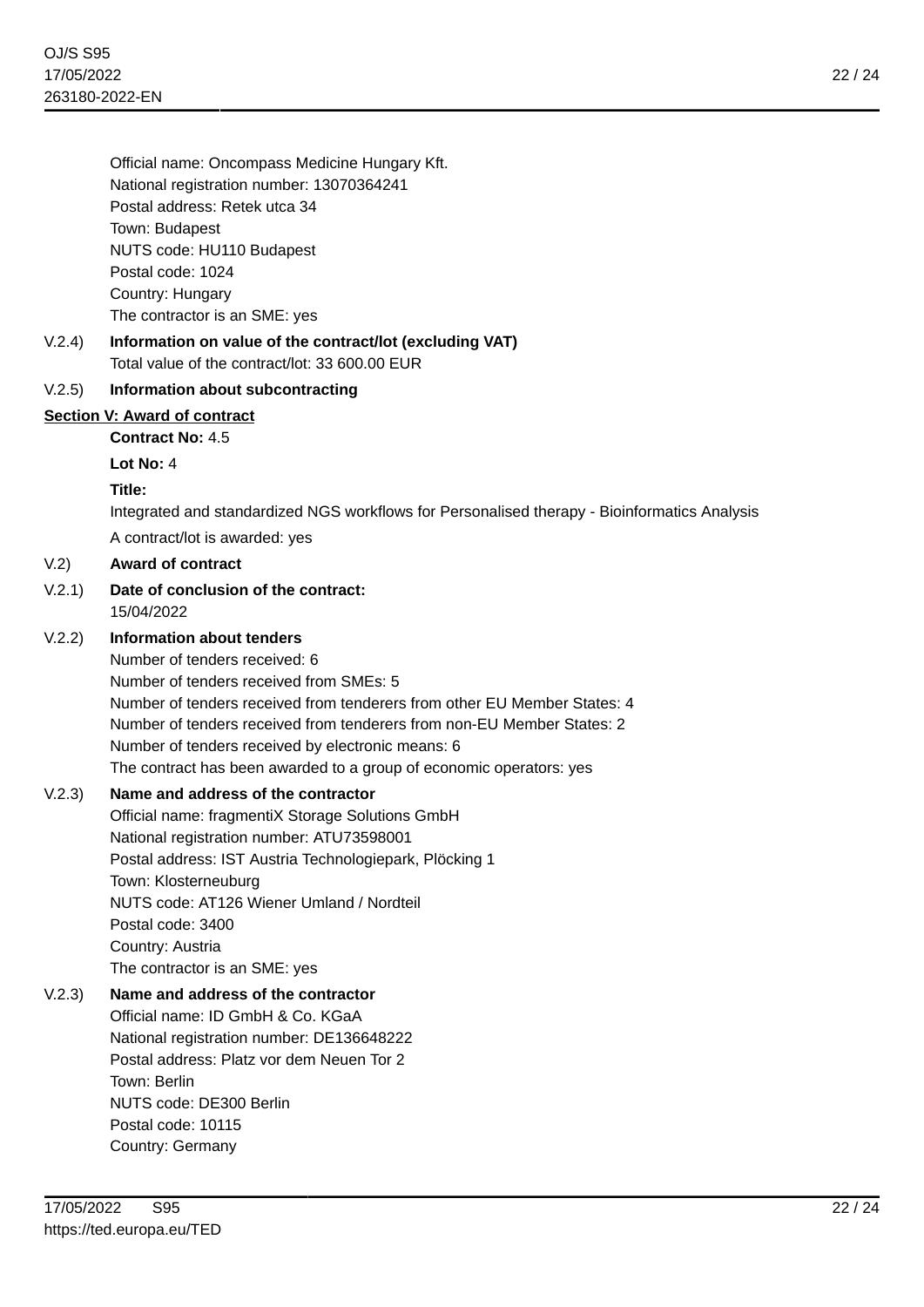Official name: Oncompass Medicine Hungary Kft.
National registration number: 13070364241
Postal address: Retek utca 34
Town: Budapest
NUTS code: HU110 Budapest
Postal code: 1024
Country: Hungary
The contractor is an SME: yes

V.2.4) **Information on value of the contract/lot (excluding VAT)**
Total value of the contract/lot: 33 600.00 EUR

V.2.5) **Information about subcontracting**

## Section V: Award of contract

**Contract No:** 4.5

**Lot No:** 4

**Title:**

Integrated and standardized NGS workflows for Personalised therapy - Bioinformatics Analysis

A contract/lot is awarded: yes

V.2) **Award of contract**

V.2.1) **Date of conclusion of the contract:**
15/04/2022

V.2.2) **Information about tenders**
Number of tenders received: 6
Number of tenders received from SMEs: 5
Number of tenders received from tenderers from other EU Member States: 4
Number of tenders received from tenderers from non-EU Member States: 2
Number of tenders received by electronic means: 6
The contract has been awarded to a group of economic operators: yes

V.2.3) **Name and address of the contractor**
Official name: fragmentiX Storage Solutions GmbH
National registration number: ATU73598001
Postal address: IST Austria Technologiepark, Plöcking 1
Town: Klosterneuburg
NUTS code: AT126 Wiener Umland / Nordteil
Postal code: 3400
Country: Austria
The contractor is an SME: yes

V.2.3) **Name and address of the contractor**
Official name: ID GmbH & Co. KGaA
National registration number: DE136648222
Postal address: Platz vor dem Neuen Tor 2
Town: Berlin
NUTS code: DE300 Berlin
Postal code: 10115
Country: Germany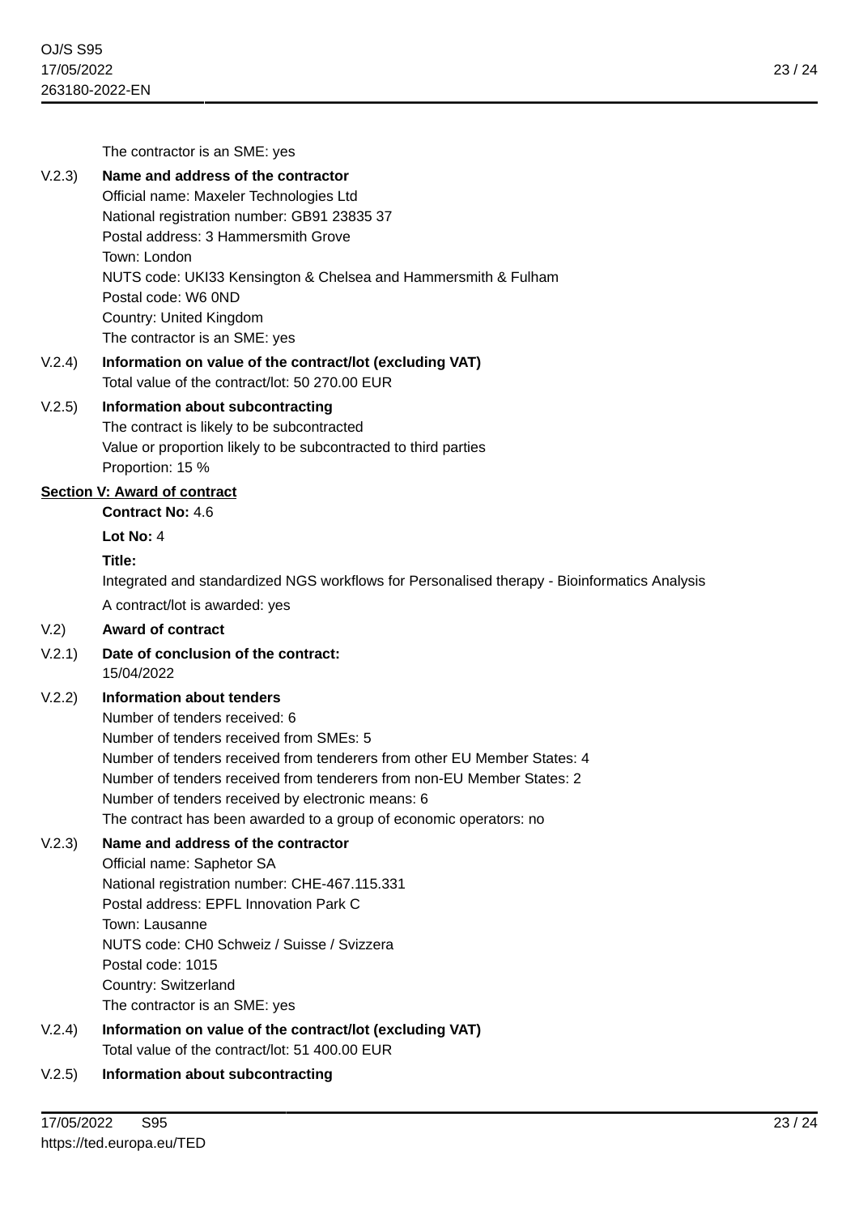The contractor is an SME: yes

V.2.3) **Name and address of the contractor**

Official name: Maxeler Technologies Ltd
National registration number: GB91 23835 37
Postal address: 3 Hammersmith Grove
Town: London
NUTS code: UKI33 Kensington & Chelsea and Hammersmith & Fulham
Postal code: W6 0ND
Country: United Kingdom
The contractor is an SME: yes

V.2.4) **Information on value of the contract/lot (excluding VAT)**

Total value of the contract/lot: 50 270.00 EUR

V.2.5) **Information about subcontracting**

The contract is likely to be subcontracted
Value or proportion likely to be subcontracted to third parties
Proportion: 15 %

## Section V: Award of contract

**Contract No:** 4.6

**Lot No:** 4

**Title:**

Integrated and standardized NGS workflows for Personalised therapy - Bioinformatics Analysis

A contract/lot is awarded: yes

V.2) **Award of contract**

V.2.1) **Date of conclusion of the contract:**

15/04/2022

V.2.2) **Information about tenders**

Number of tenders received: 6
Number of tenders received from SMEs: 5
Number of tenders received from tenderers from other EU Member States: 4
Number of tenders received from tenderers from non-EU Member States: 2
Number of tenders received by electronic means: 6
The contract has been awarded to a group of economic operators: no

V.2.3) **Name and address of the contractor**

Official name: Saphetor SA
National registration number: CHE-467.115.331
Postal address: EPFL Innovation Park C
Town: Lausanne
NUTS code: CH0 Schweiz / Suisse / Svizzera
Postal code: 1015
Country: Switzerland
The contractor is an SME: yes

V.2.4) **Information on value of the contract/lot (excluding VAT)**

Total value of the contract/lot: 51 400.00 EUR

V.2.5) **Information about subcontracting**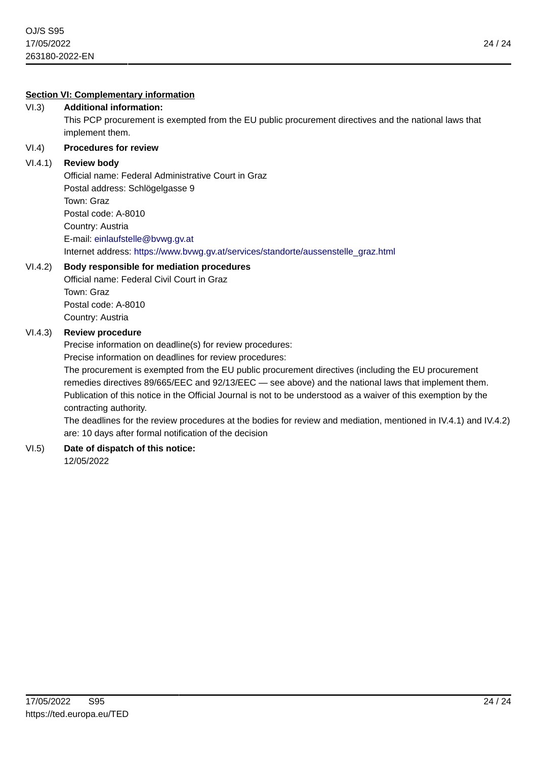**Section VI: Complementary information**

VI.3) **Additional information:**

This PCP procurement is exempted from the EU public procurement directives and the national laws that implement them.

VI.4) **Procedures for review**

VI.4.1) **Review body**

Official name: Federal Administrative Court in Graz
Postal address: Schlögelgasse 9
Town: Graz
Postal code: A-8010
Country: Austria
E-mail: einlaufstelle@bvwg.gv.at
Internet address: https://www.bvwg.gv.at/services/standorte/aussenstelle_graz.html

VI.4.2) **Body responsible for mediation procedures**

Official name: Federal Civil Court in Graz
Town: Graz
Postal code: A-8010
Country: Austria

VI.4.3) **Review procedure**

Precise information on deadline(s) for review procedures:

Precise information on deadlines for review procedures:

The procurement is exempted from the EU public procurement directives (including the EU procurement remedies directives 89/665/EEC and 92/13/EEC — see above) and the national laws that implement them. Publication of this notice in the Official Journal is not to be understood as a waiver of this exemption by the contracting authority.

The deadlines for the review procedures at the bodies for review and mediation, mentioned in IV.4.1) and IV.4.2) are: 10 days after formal notification of the decision

VI.5) **Date of dispatch of this notice:**

12/05/2022